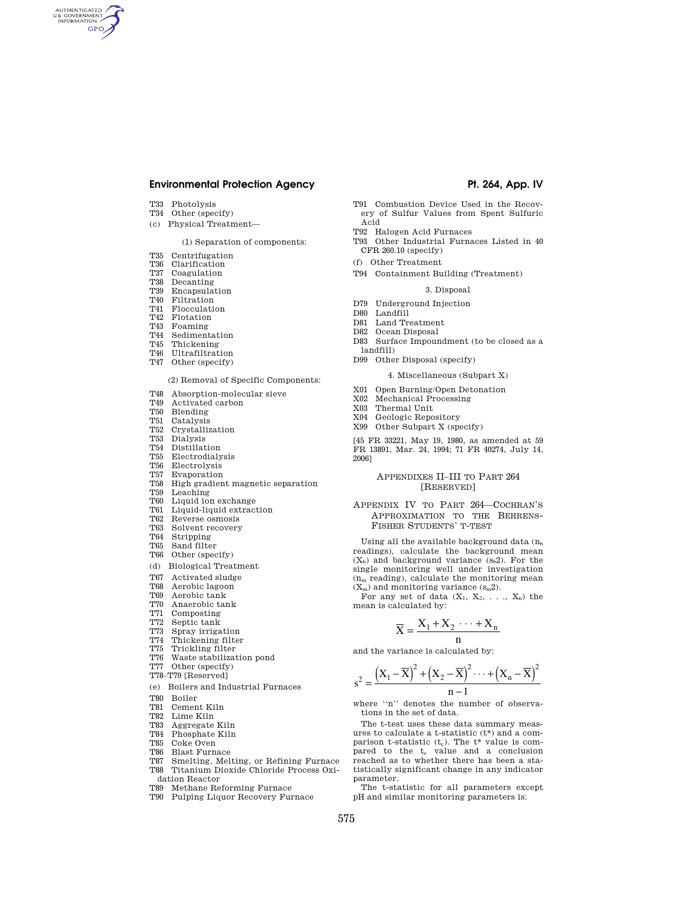T33 Photolysis
T34 Other (specify)

(c) Physical Treatment—

(1) Separation of components:

T35 Centrifugation
T36 Clarification
T37 Coagulation
T38 Decanting
T39 Encapsulation
T40 Filtration
T41 Flocculation
T42 Flotation
T43 Foaming
T44 Sedimentation
T45 Thickening
T46 Ultrafiltration
T47 Other (specify)

(2) Removal of Specific Components:

T48 Absorption-molecular sieve
T49 Activated carbon
T50 Blending
T51 Catalysis
T52 Crystallization
T53 Dialysis
T54 Distillation
T55 Electrodialysis
T56 Electrolysis
T57 Evaporation
T58 High gradient magnetic separation
T59 Leaching
T60 Liquid ion exchange
T61 Liquid-liquid extraction
T62 Reverse osmosis
T63 Solvent recovery
T64 Stripping
T65 Sand filter
T66 Other (specify)

(d) Biological Treatment

T67 Activated sludge
T68 Aerobic lagoon
T69 Aerobic tank
T70 Anaerobic tank
T71 Composting
T72 Septic tank
T73 Spray irrigation
T74 Thickening filter
T75 Trickling filter
T76 Waste stabilization pond
T77 Other (specify)
T78–T79 [Reserved]

(e) Boilers and Industrial Furnaces

T80 Boiler
T81 Cement Kiln
T82 Lime Kiln
T83 Aggregate Kiln
T84 Phosphate Kiln
T85 Coke Oven
T86 Blast Furnace
T87 Smelting, Melting, or Refining Furnace
T88 Titanium Dioxide Chloride Process Oxidation Reactor
T89 Methane Reforming Furnace
T90 Pulping Liquor Recovery Furnace
T91 Combustion Device Used in the Recovery of Sulfur Values from Spent Sulfuric Acid
T92 Halogen Acid Furnaces
T93 Other Industrial Furnaces Listed in 40 CFR 260.10 (specify)

(f) Other Treatment

T94 Containment Building (Treatment)

3. Disposal

D79 Underground Injection
D80 Landfill
D81 Land Treatment
D82 Ocean Disposal
D83 Surface Impoundment (to be closed as a landfill)
D99 Other Disposal (specify)

4. Miscellaneous (Subpart X)

X01 Open Burning/Open Detonation
X02 Mechanical Processing
X03 Thermal Unit
X04 Geologic Repository
X99 Other Subpart X (specify)

[45 FR 33221, May 19, 1980, as amended at 59 FR 13891, Mar. 24, 1994; 71 FR 40274, July 14, 2006]

## Appendixes II–III to Part 264 [Reserved]

## Appendix IV to Part 264—Cochran's Approximation to the Behrens-Fisher Students' t-Test

Using all the available background data ($n_b$ readings), calculate the background mean ($X_b$) and background variance ($s_b2$). For the single monitoring well under investigation ($n_m$ reading), calculate the monitoring mean ($X_m$) and monitoring variance ($s_m2$).

For any set of data ($X_1$, $X_2$, . . ., $X_n$) the mean is calculated by:

$$\overline{X} = \frac{X_1 + X_2 \cdots + X_n}{n}$$

and the variance is calculated by:

$$s^2 = \frac{\left(X_1 - \overline{X}\right)^2 + \left(X_2 - \overline{X}\right)^2 \cdots + \left(X_n - \overline{X}\right)^2}{n-1}$$

where "n" denotes the number of observations in the set of data.

The t-test uses these data summary measures to calculate a t-statistic (t*) and a comparison t-statistic ($t_c$). The t* value is compared to the $t_c$ value and a conclusion reached as to whether there has been a statistically significant change in any indicator parameter.

The t-statistic for all parameters except pH and similar monitoring parameters is: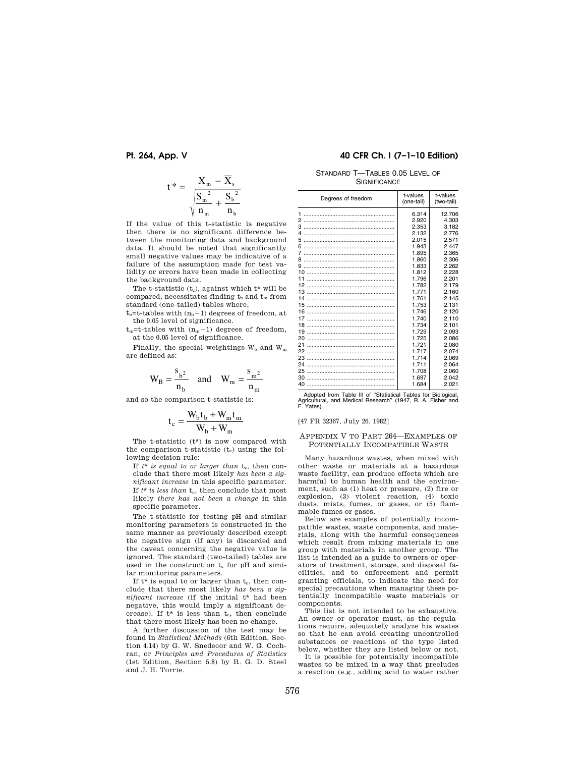$$t^* = \frac{X_m - \overline{X}_s}{\sqrt{\frac{S_m^{\ 2}}{n_m} + \frac{S_b^{\ 2}}{n_b}}}$$

If the value of this t-statistic is negative then there is no significant difference between the monitoring data and background data. It should be noted that significantly small negative values may be indicative of a failure of the assumption made for test validity or errors have been made in collecting the background data.

The t-statistic ($t_c$), against which t* will be compared, necessitates finding $t_b$ and $t_m$ from standard (one-tailed) tables where,

$t_b$=t-tables with $(n_b-1)$ degrees of freedom, at the 0.05 level of significance.

$t_m$=t-tables with $(n_m-1)$ degrees of freedom, at the 0.05 level of significance.

Finally, the special weightings $W_b$ and $W_m$ are defined as:

$$W_B = \frac{s_{b^2}}{n_b} \quad \text{and} \quad W_m = \frac{s_{m^2}}{n_m}$$

and so the comparison t-statistic is:

$$t_c = \frac{W_b t_b + W_m t_m}{W_b + W_m}$$

The t-statistic (t*) is now compared with the comparison t-statistic ($t_c$) using the following decision-rule:

If *t\* is equal to or larger than* $t_c$, then conclude that there most likely *has been a significant increase* in this specific parameter.

If *t\* is less than* $t_c$, then conclude that most likely *there has not been a change* in this specific parameter.

The t-statistic for testing pH and similar monitoring parameters is constructed in the same manner as previously described except the negative sign (if any) is discarded and the caveat concerning the negative value is ignored. The standard (two-tailed) tables are used in the construction $t_c$ for pH and similar monitoring parameters.

If t* is equal to or larger than $t_c$, then conclude that there most likely *has been a significant increase* (if the initial t* had been negative, this would imply a significant decrease). If t* is less than $t_c$, then conclude that there most likely has been no change.

A further discussion of the test may be found in *Statistical Methods* (6th Edition, Section 4.14) by G. W. Snedecor and W. G. Cochran, or *Principles and Procedures of Statistics* (1st Edition, Section 5.8) by R. G. D. Steel and J. H. Torrie.

STANDARD T—TABLES 0.05 LEVEL OF SIGNIFICANCE

| Degrees of freedom | t-values (one-tail) | t-values (two-tail) |
|---|---|---|
| 1 | 6.314 | 12.706 |
| 2 | 2.920 | 4.303 |
| 3 | 2.353 | 3.182 |
| 4 | 2.132 | 2.776 |
| 5 | 2.015 | 2.571 |
| 6 | 1.943 | 2.447 |
| 7 | 1.895 | 2.365 |
| 8 | 1.860 | 2.306 |
| 9 | 1.833 | 2.262 |
| 10 | 1.812 | 2.228 |
| 11 | 1.796 | 2.201 |
| 12 | 1.782 | 2.179 |
| 13 | 1.771 | 2.160 |
| 14 | 1.761 | 2.145 |
| 15 | 1.753 | 2.131 |
| 16 | 1.746 | 2.120 |
| 17 | 1.740 | 2.110 |
| 18 | 1.734 | 2.101 |
| 19 | 1.729 | 2.093 |
| 20 | 1.725 | 2.086 |
| 21 | 1.721 | 2.080 |
| 22 | 1.717 | 2.074 |
| 23 | 1.714 | 2.069 |
| 24 | 1.711 | 2.064 |
| 25 | 1.708 | 2.060 |
| 30 | 1.697 | 2.042 |
| 40 | 1.684 | 2.021 |

Adopted from Table III of "Statistical Tables for Biological, Agricultural, and Medical Research" (1947, R. A. Fisher and F. Yates).

[47 FR 32367, July 26, 1982]

## APPENDIX V TO PART 264—EXAMPLES OF POTENTIALLY INCOMPATIBLE WASTE

Many hazardous wastes, when mixed with other waste or materials at a hazardous waste facility, can produce effects which are harmful to human health and the environment, such as (1) heat or pressure, (2) fire or explosion, (3) violent reaction, (4) toxic dusts, mists, fumes, or gases, or (5) flammable fumes or gases.

Below are examples of potentially incompatible wastes, waste components, and materials, along with the harmful consequences which result from mixing materials in one group with materials in another group. The list is intended as a guide to owners or operators of treatment, storage, and disposal facilities, and to enforcement and permit granting officials, to indicate the need for special precautions when managing these potentially incompatible waste materials or components.

This list is not intended to be exhaustive. An owner or operator must, as the regulations require, adequately analyze his wastes so that he can avoid creating uncontrolled substances or reactions of the type listed below, whether they are listed below or not.

It is possible for potentially incompatible wastes to be mixed in a way that precludes a reaction (e.g., adding acid to water rather